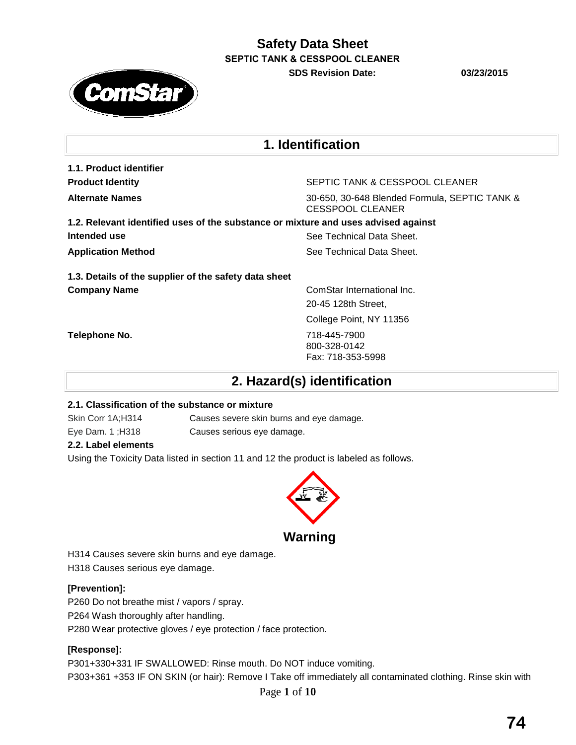# Safety Data Sheet

**SEPTIC TANK & CESSPOOL CLEANER**

**SDS Revision Date: 03/23/2015**

## 1. Identification

**1.1. Product identifier**

| | |
|---|---|
| **Product Identity** | SEPTIC TANK & CESSPOOL CLEANER |
| **Alternate Names** | 30-650, 30-648 Blended Formula, SEPTIC TANK & CESSPOOL CLEANER |

**1.2. Relevant identified uses of the substance or mixture and uses advised against**

| | |
|---|---|
| **Intended use** | See Technical Data Sheet. |
| **Application Method** | See Technical Data Sheet. |

**1.3. Details of the supplier of the safety data sheet**

| | |
|---|---|
| **Company Name** | ComStar International Inc.<br>20-45 128th Street,<br>College Point, NY 11356 |
| **Telephone No.** | 718-445-7900<br>800-328-0142<br>Fax: 718-353-5998 |

## 2. Hazard(s) identification

**2.1. Classification of the substance or mixture**

| | |
|---|---|
| Skin Corr 1A;H314 | Causes severe skin burns and eye damage. |
| Eye Dam. 1 ;H318 | Causes serious eye damage. |

**2.2. Label elements**

Using the Toxicity Data listed in section 11 and 12 the product is labeled as follows.

**Warning**

H314 Causes severe skin burns and eye damage.

H318 Causes serious eye damage.

**[Prevention]:**

P260 Do not breathe mist / vapors / spray.

P264 Wash thoroughly after handling.

P280 Wear protective gloves / eye protection / face protection.

**[Response]:**

P301+330+331 IF SWALLOWED: Rinse mouth. Do NOT induce vomiting.

P303+361 +353 IF ON SKIN (or hair): Remove I Take off immediately all contaminated clothing. Rinse skin with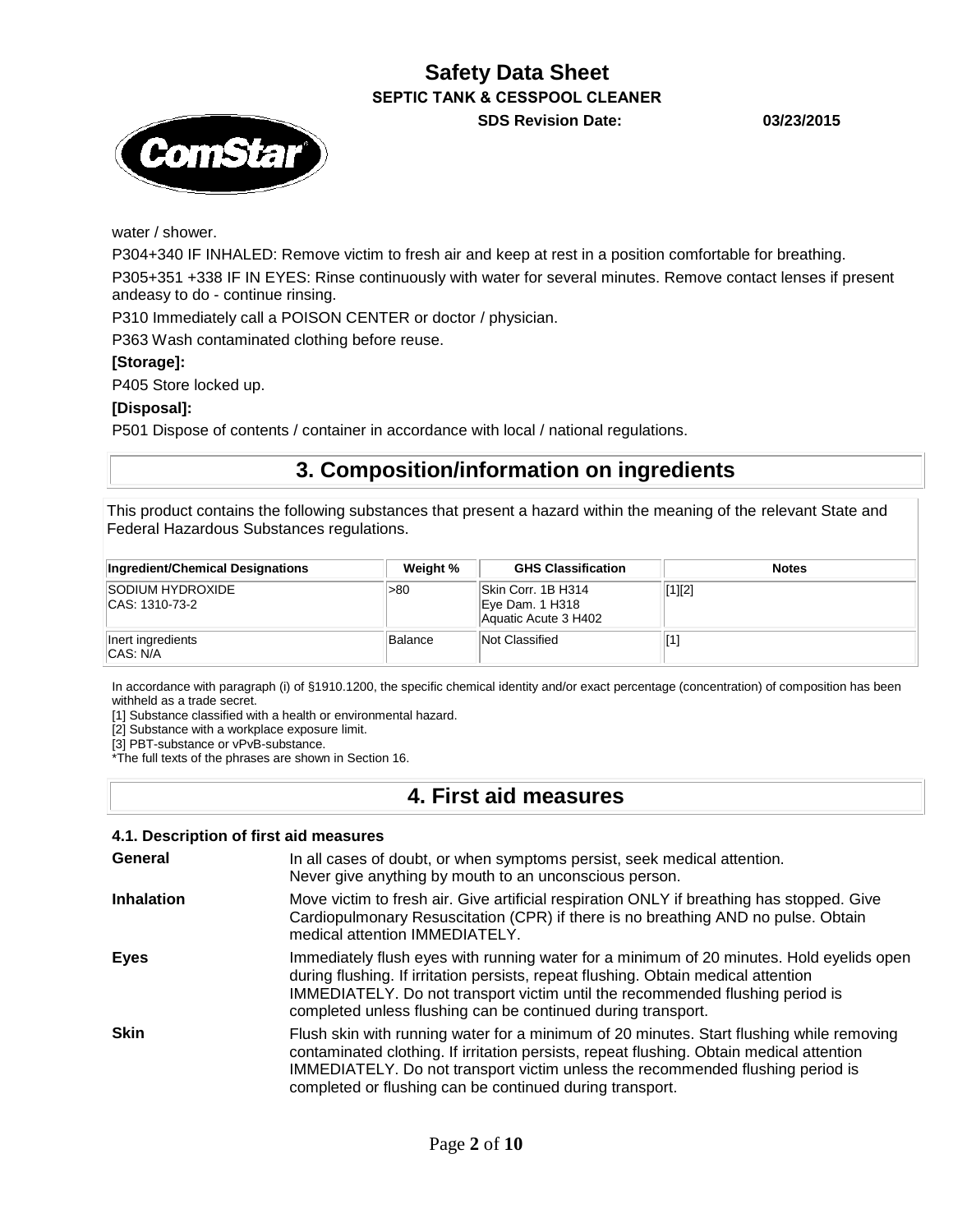water / shower.

P304+340 IF INHALED: Remove victim to fresh air and keep at rest in a position comfortable for breathing.

P305+351 +338 IF IN EYES: Rinse continuously with water for several minutes. Remove contact lenses if present andeasy to do - continue rinsing.

P310 Immediately call a POISON CENTER or doctor / physician.

P363 Wash contaminated clothing before reuse.

**[Storage]:**

P405 Store locked up.

**[Disposal]:**

P501 Dispose of contents / container in accordance with local / national regulations.

# 3. Composition/information on ingredients

This product contains the following substances that present a hazard within the meaning of the relevant State and Federal Hazardous Substances regulations.

| Ingredient/Chemical Designations | Weight % | GHS Classification | Notes |
|---|---|---|---|
| SODIUM HYDROXIDE<br>CAS: 1310-73-2 | >80 | Skin Corr. 1B H314<br>Eye Dam. 1 H318<br>Aquatic Acute 3 H402 | [1][2] |
| Inert ingredients<br>CAS: N/A | Balance | Not Classified | [1] |

In accordance with paragraph (i) of §1910.1200, the specific chemical identity and/or exact percentage (concentration) of composition has been withheld as a trade secret.

[1] Substance classified with a health or environmental hazard.
[2] Substance with a workplace exposure limit.
[3] PBT-substance or vPvB-substance.
*The full texts of the phrases are shown in Section 16.

# 4. First aid measures

### 4.1. Description of first aid measures

**General**
In all cases of doubt, or when symptoms persist, seek medical attention.
Never give anything by mouth to an unconscious person.

**Inhalation**
Move victim to fresh air. Give artificial respiration ONLY if breathing has stopped. Give Cardiopulmonary Resuscitation (CPR) if there is no breathing AND no pulse. Obtain medical attention IMMEDIATELY.

**Eyes**
Immediately flush eyes with running water for a minimum of 20 minutes. Hold eyelids open during flushing. If irritation persists, repeat flushing. Obtain medical attention IMMEDIATELY. Do not transport victim until the recommended flushing period is completed unless flushing can be continued during transport.

**Skin**
Flush skin with running water for a minimum of 20 minutes. Start flushing while removing contaminated clothing. If irritation persists, repeat flushing. Obtain medical attention IMMEDIATELY. Do not transport victim unless the recommended flushing period is completed or flushing can be continued during transport.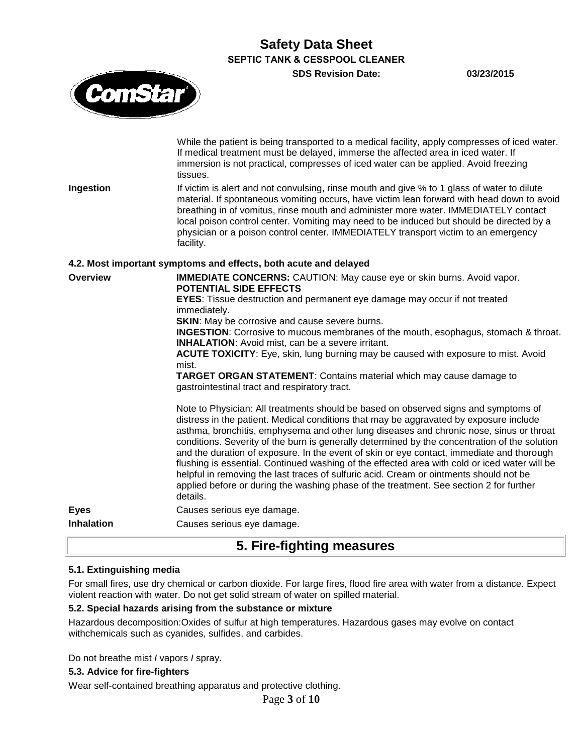While the patient is being transported to a medical facility, apply compresses of iced water. If medical treatment must be delayed, immerse the affected area in iced water. If immersion is not practical, compresses of iced water can be applied. Avoid freezing tissues.

**Ingestion** If victim is alert and not convulsing, rinse mouth and give % to 1 glass of water to dilute material. If spontaneous vomiting occurs, have victim lean forward with head down to avoid breathing in of vomitus, rinse mouth and administer more water. IMMEDIATELY contact local poison control center. Vomiting may need to be induced but should be directed by a physician or a poison control center. IMMEDIATELY transport victim to an emergency facility.

### 4.2. Most important symptoms and effects, both acute and delayed

**Overview**

**IMMEDIATE CONCERNS:** CAUTION: May cause eye or skin burns. Avoid vapor.

**POTENTIAL SIDE EFFECTS**

**EYES**: Tissue destruction and permanent eye damage may occur if not treated immediately.

**SKIN**: May be corrosive and cause severe burns.

**INGESTION**: Corrosive to mucous membranes of the mouth, esophagus, stomach & throat.

**INHALATION**: Avoid mist, can be a severe irritant.

**ACUTE TOXICITY**: Eye, skin, lung burning may be caused with exposure to mist. Avoid mist.

**TARGET ORGAN STATEMENT**: Contains material which may cause damage to gastrointestinal tract and respiratory tract.

Note to Physician: All treatments should be based on observed signs and symptoms of distress in the patient. Medical conditions that may be aggravated by exposure include asthma, bronchitis, emphysema and other lung diseases and chronic nose, sinus or throat conditions. Severity of the burn is generally determined by the concentration of the solution and the duration of exposure. In the event of skin or eye contact, immediate and thorough flushing is essential. Continued washing of the effected area with cold or iced water will be helpful in removing the last traces of sulfuric acid. Cream or ointments should not be applied before or during the washing phase of the treatment. See section 2 for further details.

**Eyes** Causes serious eye damage.

**Inhalation** Causes serious eye damage.

## 5. Fire-fighting measures

### 5.1. Extinguishing media

For small fires, use dry chemical or carbon dioxide. For large fires, flood fire area with water from a distance. Expect violent reaction with water. Do not get solid stream of water on spilled material.

### 5.2. Special hazards arising from the substance or mixture

Hazardous decomposition:Oxides of sulfur at high temperatures. Hazardous gases may evolve on contact withchemicals such as cyanides, sulfides, and carbides.

Do not breathe mist / vapors / spray.

### 5.3. Advice for fire-fighters

Wear self-contained breathing apparatus and protective clothing.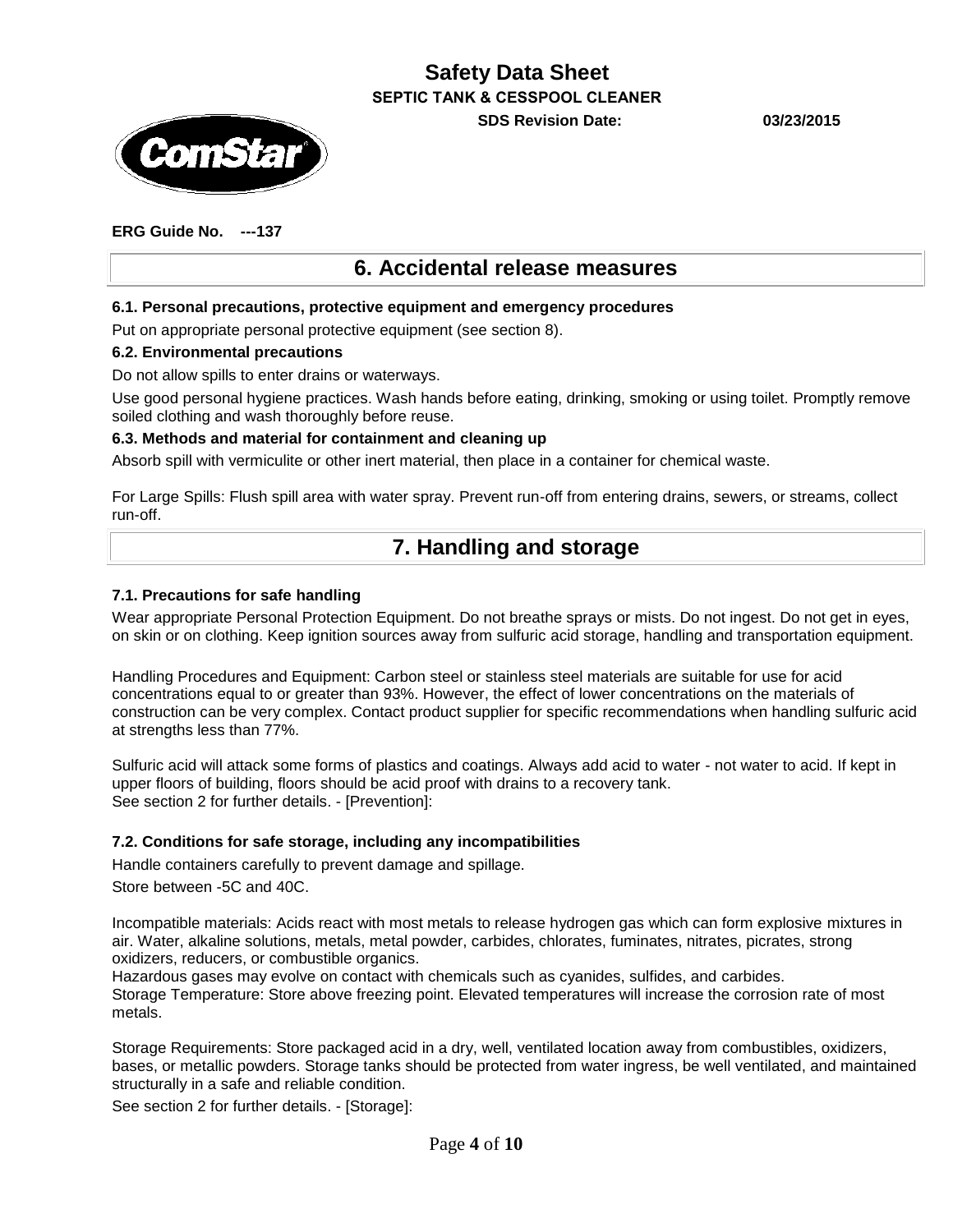**ERG Guide No. ---137**

# 6. Accidental release measures

### 6.1. Personal precautions, protective equipment and emergency procedures

Put on appropriate personal protective equipment (see section 8).

### 6.2. Environmental precautions

Do not allow spills to enter drains or waterways.

Use good personal hygiene practices. Wash hands before eating, drinking, smoking or using toilet. Promptly remove soiled clothing and wash thoroughly before reuse.

### 6.3. Methods and material for containment and cleaning up

Absorb spill with vermiculite or other inert material, then place in a container for chemical waste.

For Large Spills: Flush spill area with water spray. Prevent run-off from entering drains, sewers, or streams, collect run-off.

# 7. Handling and storage

### 7.1. Precautions for safe handling

Wear appropriate Personal Protection Equipment. Do not breathe sprays or mists. Do not ingest. Do not get in eyes, on skin or on clothing. Keep ignition sources away from sulfuric acid storage, handling and transportation equipment.

Handling Procedures and Equipment: Carbon steel or stainless steel materials are suitable for use for acid concentrations equal to or greater than 93%. However, the effect of lower concentrations on the materials of construction can be very complex. Contact product supplier for specific recommendations when handling sulfuric acid at strengths less than 77%.

Sulfuric acid will attack some forms of plastics and coatings. Always add acid to water - not water to acid. If kept in upper floors of building, floors should be acid proof with drains to a recovery tank.
See section 2 for further details. - [Prevention]:

### 7.2. Conditions for safe storage, including any incompatibilities

Handle containers carefully to prevent damage and spillage.
Store between -5C and 40C.

Incompatible materials: Acids react with most metals to release hydrogen gas which can form explosive mixtures in air. Water, alkaline solutions, metals, metal powder, carbides, chlorates, fuminates, nitrates, picrates, strong oxidizers, reducers, or combustible organics.
Hazardous gases may evolve on contact with chemicals such as cyanides, sulfides, and carbides.
Storage Temperature: Store above freezing point. Elevated temperatures will increase the corrosion rate of most metals.

Storage Requirements: Store packaged acid in a dry, well, ventilated location away from combustibles, oxidizers, bases, or metallic powders. Storage tanks should be protected from water ingress, be well ventilated, and maintained structurally in a safe and reliable condition.
See section 2 for further details. - [Storage]: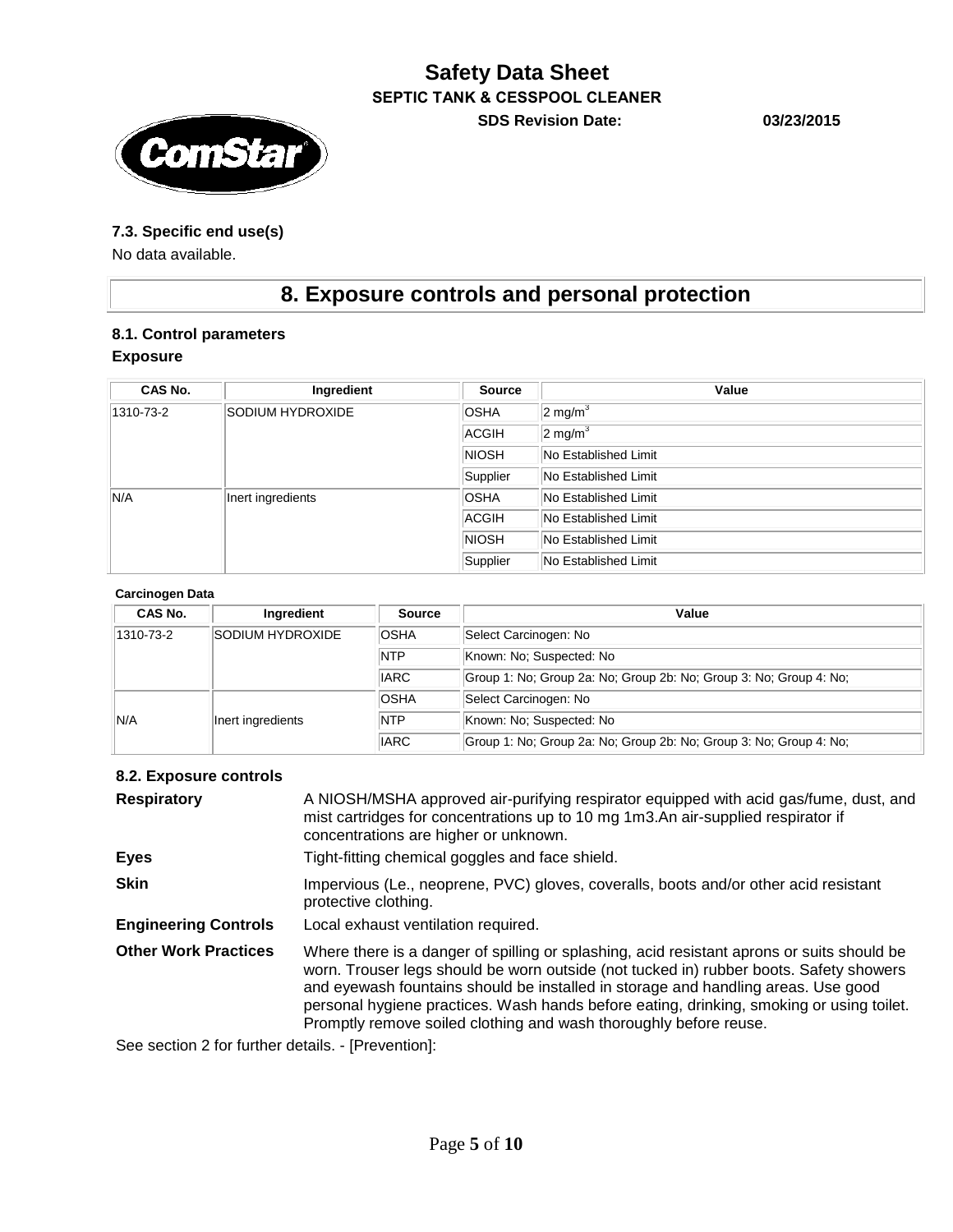### 7.3. Specific end use(s)

No data available.

# 8. Exposure controls and personal protection

### 8.1. Control parameters

**Exposure**

| CAS No. | Ingredient | Source | Value |
|---|---|---|---|
| 1310-73-2 | SODIUM HYDROXIDE | OSHA | 2 $mg/m^3$ |
| | | ACGIH | 2 $mg/m^3$ |
| | | NIOSH | No Established Limit |
| | | Supplier | No Established Limit |
| N/A | Inert ingredients | OSHA | No Established Limit |
| | | ACGIH | No Established Limit |
| | | NIOSH | No Established Limit |
| | | Supplier | No Established Limit |

**Carcinogen Data**

| CAS No. | Ingredient | Source | Value |
|---|---|---|---|
| 1310-73-2 | SODIUM HYDROXIDE | OSHA | Select Carcinogen: No |
| | | NTP | Known: No; Suspected: No |
| | | IARC | Group 1: No; Group 2a: No; Group 2b: No; Group 3: No; Group 4: No; |
| N/A | Inert ingredients | OSHA | Select Carcinogen: No |
| | | NTP | Known: No; Suspected: No |
| | | IARC | Group 1: No; Group 2a: No; Group 2b: No; Group 3: No; Group 4: No; |

### 8.2. Exposure controls

**Respiratory** A NIOSH/MSHA approved air-purifying respirator equipped with acid gas/fume, dust, and mist cartridges for concentrations up to 10 mg 1m3.An air-supplied respirator if concentrations are higher or unknown.

**Eyes** Tight-fitting chemical goggles and face shield.

**Skin** Impervious (Le., neoprene, PVC) gloves, coveralls, boots and/or other acid resistant protective clothing.

**Engineering Controls** Local exhaust ventilation required.

**Other Work Practices** Where there is a danger of spilling or splashing, acid resistant aprons or suits should be worn. Trouser legs should be worn outside (not tucked in) rubber boots. Safety showers and eyewash fountains should be installed in storage and handling areas. Use good personal hygiene practices. Wash hands before eating, drinking, smoking or using toilet. Promptly remove soiled clothing and wash thoroughly before reuse.

See section 2 for further details. - [Prevention]: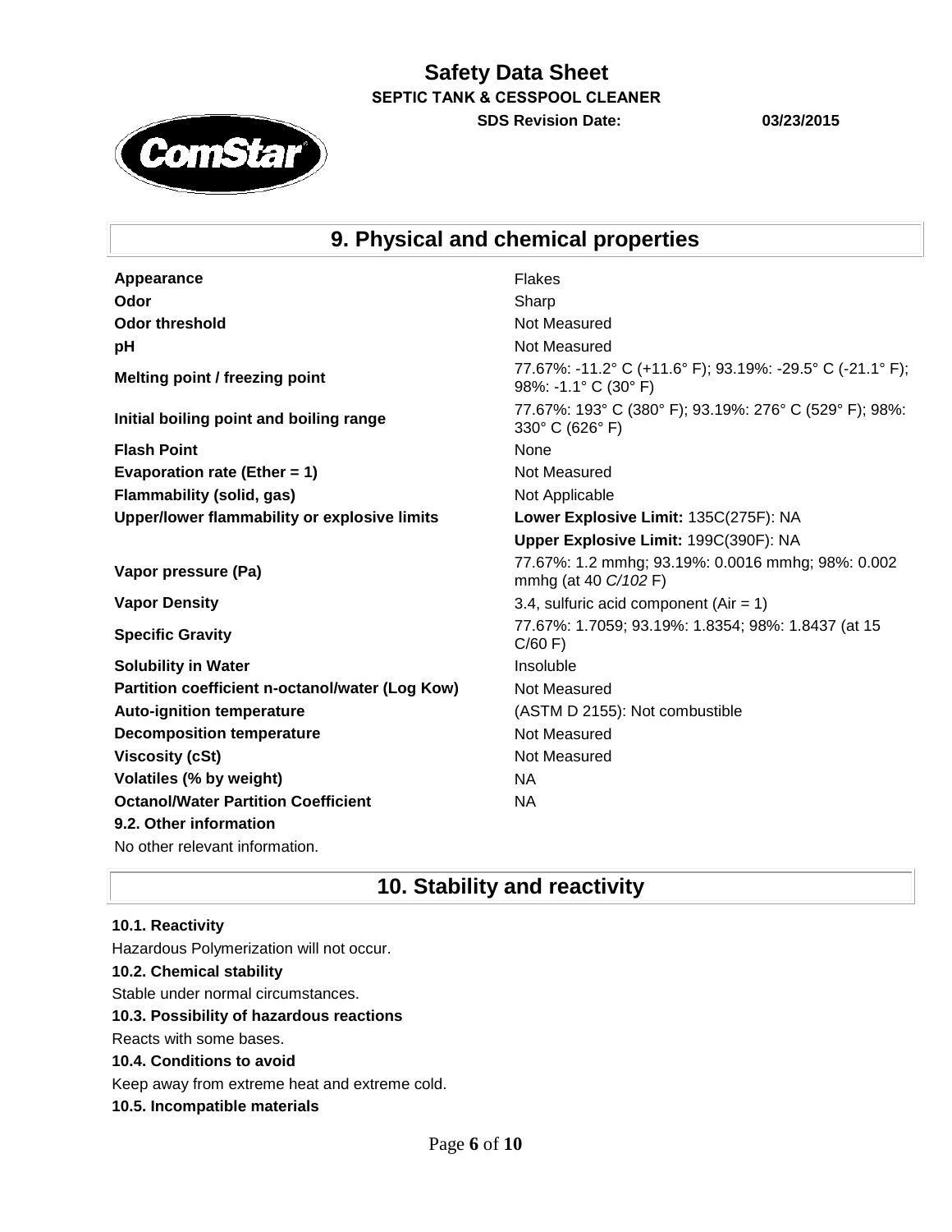# Safety Data Sheet

**SEPTIC TANK & CESSPOOL CLEANER**

**SDS Revision Date:** **03/23/2015**

## 9. Physical and chemical properties

| Property | Value |
|---|---|
| **Appearance** | Flakes |
| **Odor** | Sharp |
| **Odor threshold** | Not Measured |
| **pH** | Not Measured |
| **Melting point / freezing point** | 77.67%: -11.2° C (+11.6° F); 93.19%: -29.5° C (-21.1° F); 98%: -1.1° C (30° F) |
| **Initial boiling point and boiling range** | 77.67%: 193° C (380° F); 93.19%: 276° C (529° F); 98%: 330° C (626° F) |
| **Flash Point** | None |
| **Evaporation rate (Ether = 1)** | Not Measured |
| **Flammability (solid, gas)** | Not Applicable |
| **Upper/lower flammability or explosive limits** | **Lower Explosive Limit:** 135C(275F): NA |
| | **Upper Explosive Limit:** 199C(390F): NA |
| **Vapor pressure (Pa)** | 77.67%: 1.2 mmhg; 93.19%: 0.0016 mmhg; 98%: 0.002 mmhg (at 40 *C/102* F) |
| **Vapor Density** | 3.4, sulfuric acid component (Air = 1) |
| **Specific Gravity** | 77.67%: 1.7059; 93.19%: 1.8354; 98%: 1.8437 (at 15 C/60 F) |
| **Solubility in Water** | Insoluble |
| **Partition coefficient n-octanol/water (Log Kow)** | Not Measured |
| **Auto-ignition temperature** | (ASTM D 2155): Not combustible |
| **Decomposition temperature** | Not Measured |
| **Viscosity (cSt)** | Not Measured |
| **Volatiles (% by weight)** | NA |
| **Octanol/Water Partition Coefficient** | NA |

**9.2. Other information**

No other relevant information.

## 10. Stability and reactivity

**10.1. Reactivity**

Hazardous Polymerization will not occur.

**10.2. Chemical stability**

Stable under normal circumstances.

**10.3. Possibility of hazardous reactions**

Reacts with some bases.

**10.4. Conditions to avoid**

Keep away from extreme heat and extreme cold.

**10.5. Incompatible materials**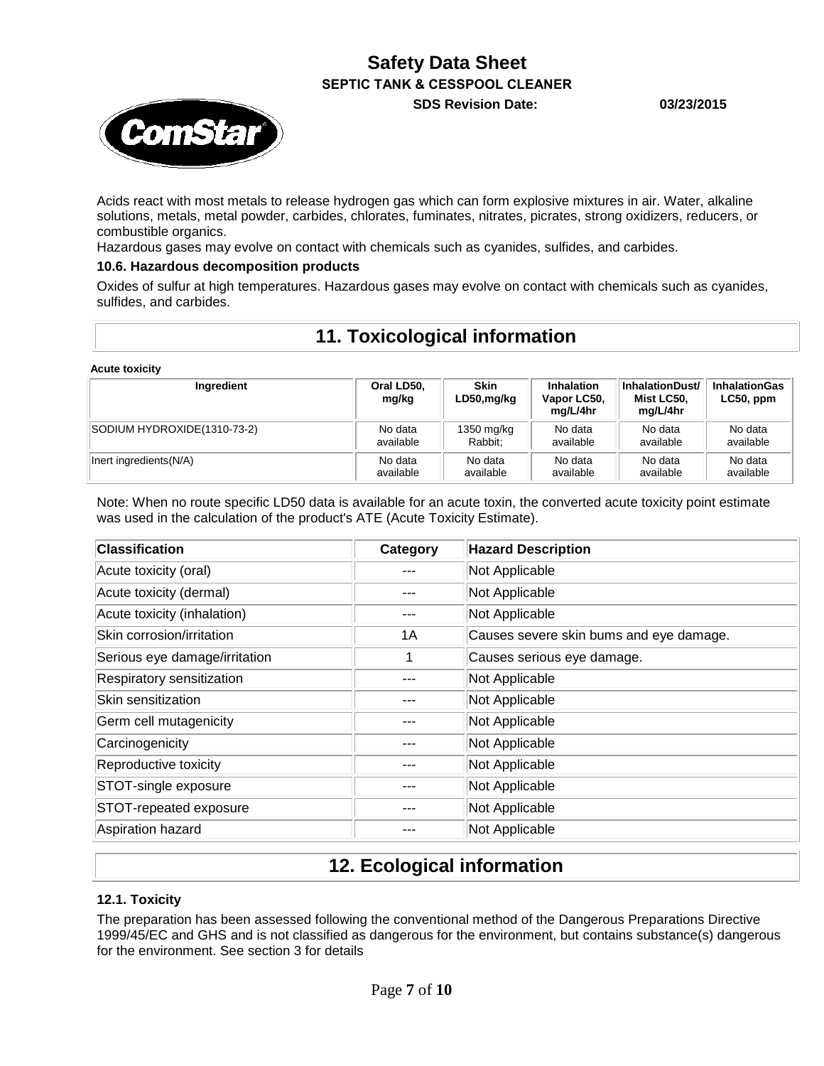Acids react with most metals to release hydrogen gas which can form explosive mixtures in air. Water, alkaline solutions, metals, metal powder, carbides, chlorates, fuminates, nitrates, picrates, strong oxidizers, reducers, or combustible organics.
Hazardous gases may evolve on contact with chemicals such as cyanides, sulfides, and carbides.

### 10.6. Hazardous decomposition products

Oxides of sulfur at high temperatures. Hazardous gases may evolve on contact with chemicals such as cyanides, sulfides, and carbides.

## 11. Toxicological information

**Acute toxicity**

| Ingredient | Oral LD50, mg/kg | Skin LD50,mg/kg | Inhalation Vapor LC50, mg/L/4hr | InhalationDust/ Mist LC50, mg/L/4hr | InhalationGas LC50, ppm |
|---|---|---|---|---|---|
| SODIUM HYDROXIDE(1310-73-2) | No data available | 1350 mg/kg Rabbit; | No data available | No data available | No data available |
| Inert ingredients(N/A) | No data available | No data available | No data available | No data available | No data available |

Note: When no route specific LD50 data is available for an acute toxin, the converted acute toxicity point estimate was used in the calculation of the product's ATE (Acute Toxicity Estimate).

| Classification | Category | Hazard Description |
|---|---|---|
| Acute toxicity (oral) | --- | Not Applicable |
| Acute toxicity (dermal) | --- | Not Applicable |
| Acute toxicity (inhalation) | --- | Not Applicable |
| Skin corrosion/irritation | 1A | Causes severe skin bums and eye damage. |
| Serious eye damage/irritation | 1 | Causes serious eye damage. |
| Respiratory sensitization | --- | Not Applicable |
| Skin sensitization | --- | Not Applicable |
| Germ cell mutagenicity | --- | Not Applicable |
| Carcinogenicity | --- | Not Applicable |
| Reproductive toxicity | --- | Not Applicable |
| STOT-single exposure | --- | Not Applicable |
| STOT-repeated exposure | --- | Not Applicable |
| Aspiration hazard | --- | Not Applicable |

## 12. Ecological information

### 12.1. Toxicity

The preparation has been assessed following the conventional method of the Dangerous Preparations Directive 1999/45/EC and GHS and is not classified as dangerous for the environment, but contains substance(s) dangerous for the environment. See section 3 for details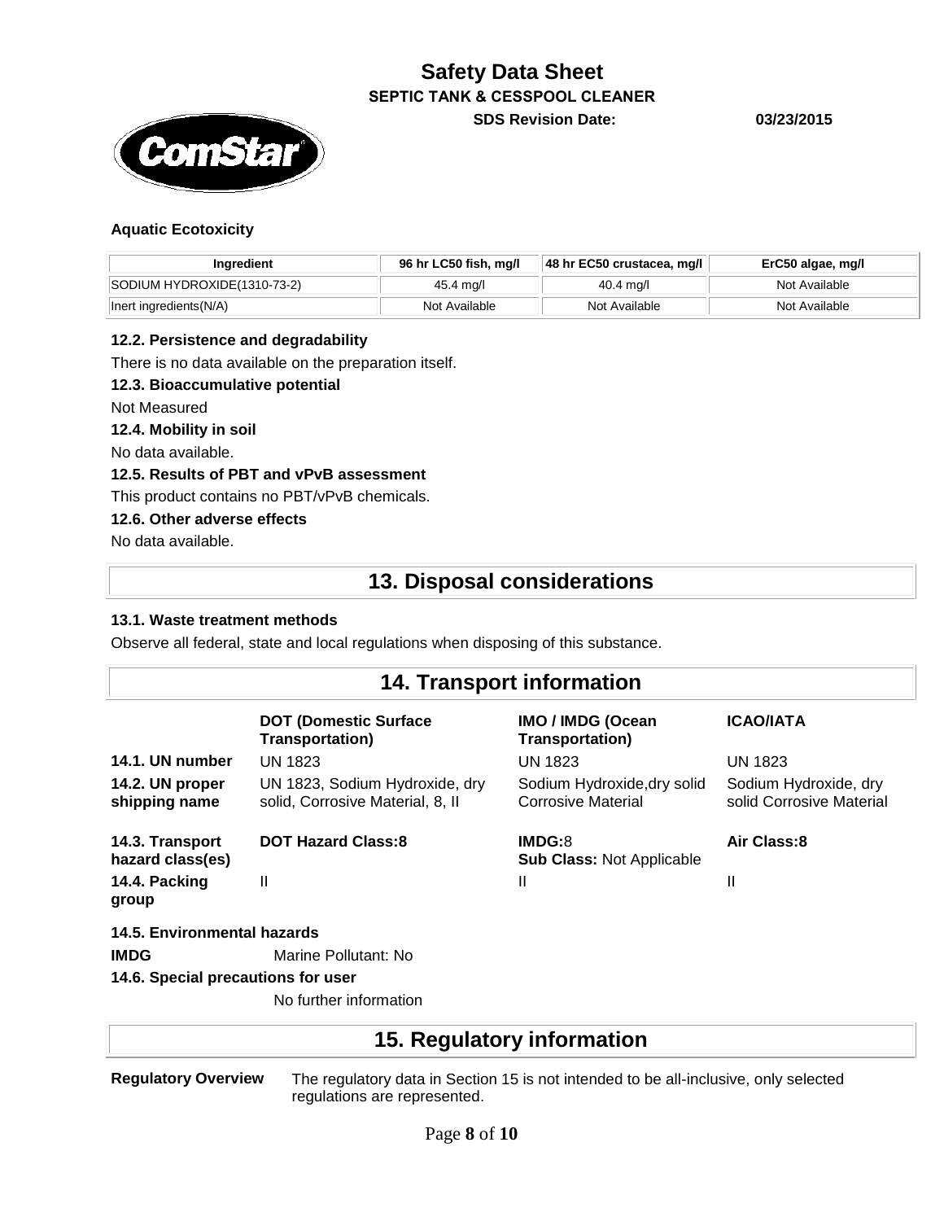### Aquatic Ecotoxicity

| Ingredient | 96 hr LC50 fish, mg/l | 48 hr EC50 crustacea, mg/l | ErC50 algae, mg/l |
|---|---|---|---|
| SODIUM HYDROXIDE(1310-73-2) | 45.4 mg/l | 40.4 mg/l | Not Available |
| Inert ingredients(N/A) | Not Available | Not Available | Not Available |

### 12.2. Persistence and degradability

There is no data available on the preparation itself.

### 12.3. Bioaccumulative potential

Not Measured

### 12.4. Mobility in soil

No data available.

### 12.5. Results of PBT and vPvB assessment

This product contains no PBT/vPvB chemicals.

### 12.6. Other adverse effects

No data available.

## 13. Disposal considerations

### 13.1. Waste treatment methods

Observe all federal, state and local regulations when disposing of this substance.

## 14. Transport information

| | DOT (Domestic Surface Transportation) | IMO / IMDG (Ocean Transportation) | ICAO/IATA |
|---|---|---|---|
| **14.1. UN number** | UN 1823 | UN 1823 | UN 1823 |
| **14.2. UN proper shipping name** | UN 1823, Sodium Hydroxide, dry solid, Corrosive Material, 8, II | Sodium Hydroxide,dry solid Corrosive Material | Sodium Hydroxide, dry solid Corrosive Material |
| **14.3. Transport hazard class(es)** | **DOT Hazard Class:8** | **IMDG:**8<br>**Sub Class:** Not Applicable | **Air Class:8** |
| **14.4. Packing group** | II | II | II |

### 14.5. Environmental hazards

**IMDG** Marine Pollutant: No

### 14.6. Special precautions for user

No further information

## 15. Regulatory information

**Regulatory Overview** The regulatory data in Section 15 is not intended to be all-inclusive, only selected regulations are represented.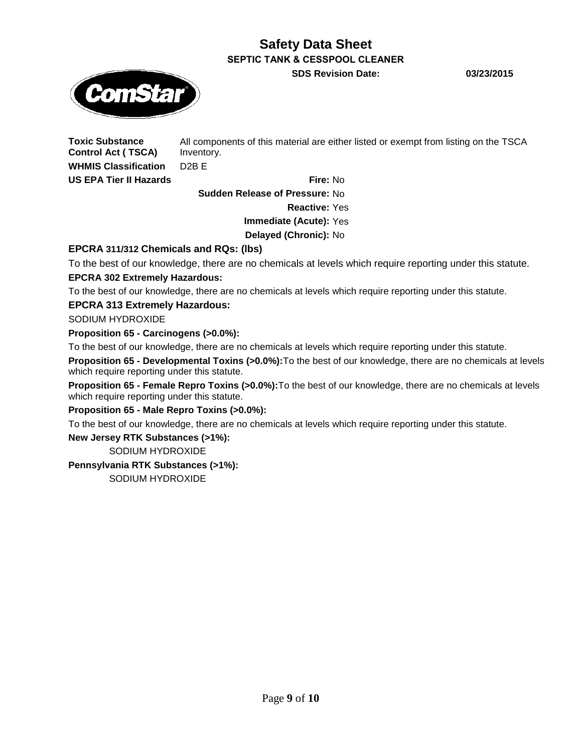**Toxic Substance Control Act ( TSCA)** All components of this material are either listed or exempt from listing on the TSCA Inventory.

**WHMIS Classification** D2B E

**US EPA Tier II Hazards**

**Fire:** No

**Sudden Release of Pressure:** No

**Reactive:** Yes

**Immediate (Acute):** Yes

**Delayed (Chronic):** No

**EPCRA 311/312 Chemicals and RQs: (lbs)**

To the best of our knowledge, there are no chemicals at levels which require reporting under this statute.

**EPCRA 302 Extremely Hazardous:**

To the best of our knowledge, there are no chemicals at levels which require reporting under this statute.

**EPCRA 313 Extremely Hazardous:**

SODIUM HYDROXIDE

**Proposition 65 - Carcinogens (>0.0%):**

To the best of our knowledge, there are no chemicals at levels which require reporting under this statute.

**Proposition 65 - Developmental Toxins (>0.0%):** To the best of our knowledge, there are no chemicals at levels which require reporting under this statute.

**Proposition 65 - Female Repro Toxins (>0.0%):** To the best of our knowledge, there are no chemicals at levels which require reporting under this statute.

**Proposition 65 - Male Repro Toxins (>0.0%):**

To the best of our knowledge, there are no chemicals at levels which require reporting under this statute.

**New Jersey RTK Substances (>1%):**

SODIUM HYDROXIDE

**Pennsylvania RTK Substances (>1%):**

SODIUM HYDROXIDE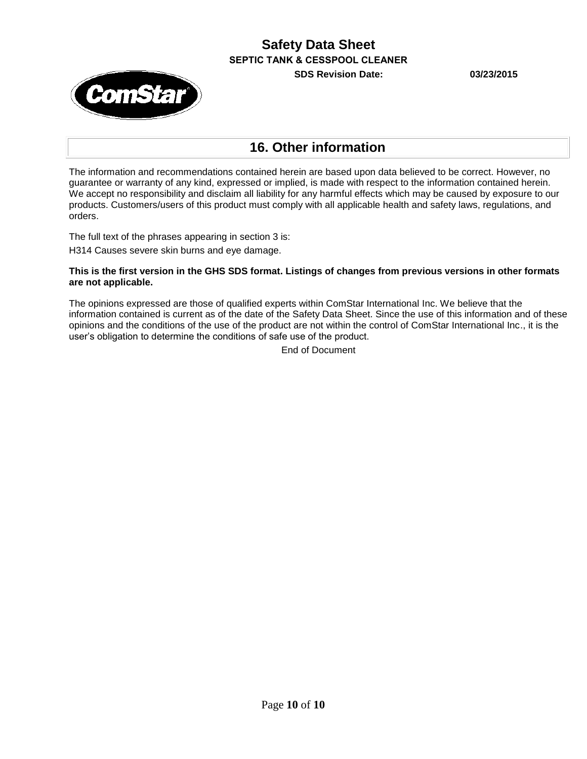## 16. Other information

The information and recommendations contained herein are based upon data believed to be correct. However, no guarantee or warranty of any kind, expressed or implied, is made with respect to the information contained herein. We accept no responsibility and disclaim all liability for any harmful effects which may be caused by exposure to our products. Customers/users of this product must comply with all applicable health and safety laws, regulations, and orders.

The full text of the phrases appearing in section 3 is:

H314 Causes severe skin burns and eye damage.

**This is the first version in the GHS SDS format. Listings of changes from previous versions in other formats are not applicable.**

The opinions expressed are those of qualified experts within ComStar International Inc. We believe that the information contained is current as of the date of the Safety Data Sheet. Since the use of this information and of these opinions and the conditions of the use of the product are not within the control of ComStar International Inc., it is the user's obligation to determine the conditions of safe use of the product.

End of Document